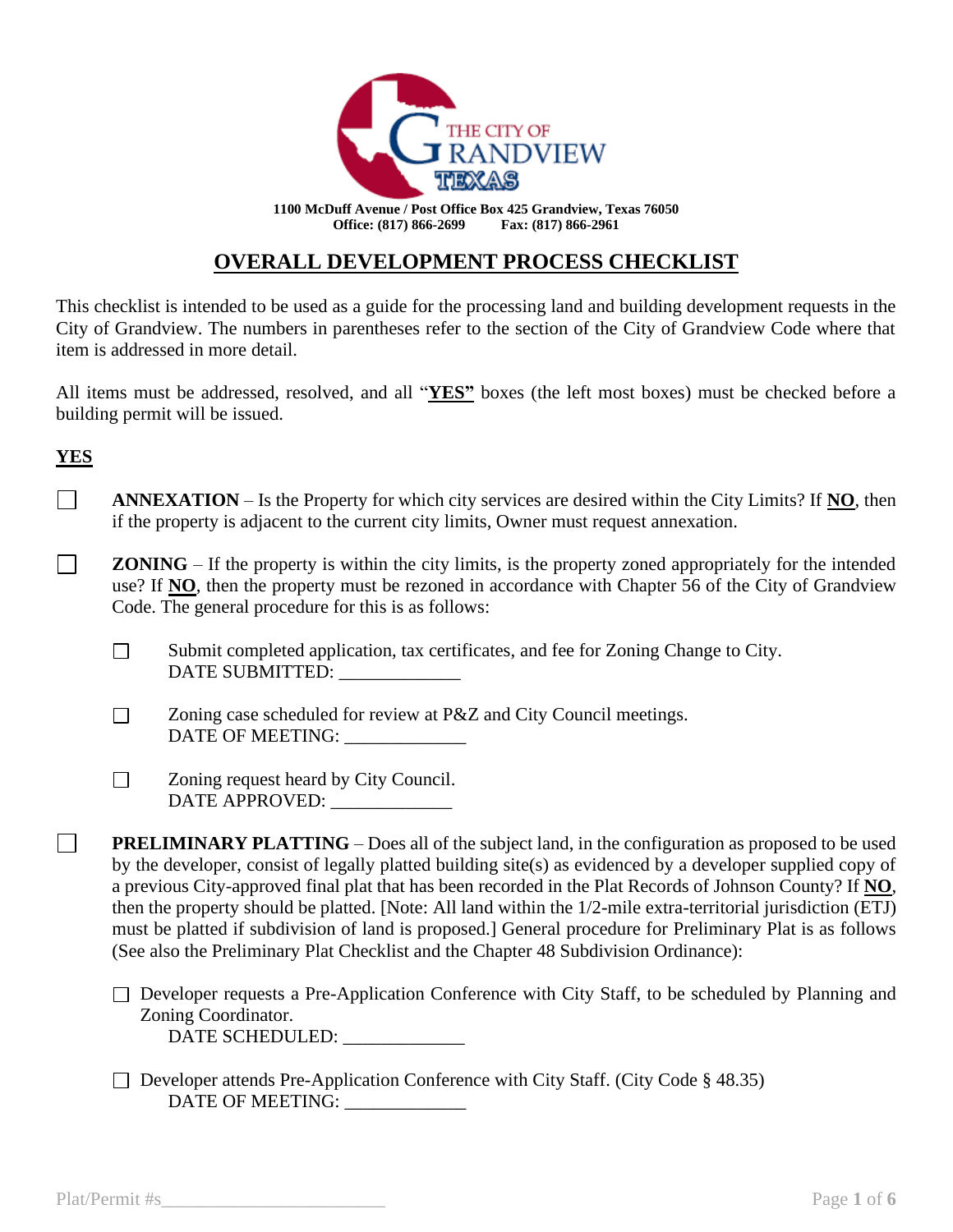THE CITY OF GRANDVIEW TEXAS

**1100 McDuff Avenue / Post Office Box 425 Grandview, Texas 76050**
**Office: (817) 866-2699 Fax: (817) 866-2961**

# OVERALL DEVELOPMENT PROCESS CHECKLIST

This checklist is intended to be used as a guide for the processing land and building development requests in the City of Grandview. The numbers in parentheses refer to the section of the City of Grandview Code where that item is addressed in more detail.

All items must be addressed, resolved, and all "**YES"** boxes (the left most boxes) must be checked before a building permit will be issued.

**YES**

☐ **ANNEXATION** – Is the Property for which city services are desired within the City Limits? If **NO**, then if the property is adjacent to the current city limits, Owner must request annexation.

☐ **ZONING** – If the property is within the city limits, is the property zoned appropriately for the intended use? If **NO**, then the property must be rezoned in accordance with Chapter 56 of the City of Grandview Code. The general procedure for this is as follows:

- ☐ Submit completed application, tax certificates, and fee for Zoning Change to City.
  DATE SUBMITTED: _____________

- ☐ Zoning case scheduled for review at P&Z and City Council meetings.
  DATE OF MEETING: _____________

- ☐ Zoning request heard by City Council.
  DATE APPROVED: _____________

☐ **PRELIMINARY PLATTING** – Does all of the subject land, in the configuration as proposed to be used by the developer, consist of legally platted building site(s) as evidenced by a developer supplied copy of a previous City-approved final plat that has been recorded in the Plat Records of Johnson County? If **NO**, then the property should be platted. [Note: All land within the 1/2-mile extra-territorial jurisdiction (ETJ) must be platted if subdivision of land is proposed.] General procedure for Preliminary Plat is as follows (See also the Preliminary Plat Checklist and the Chapter 48 Subdivision Ordinance):

- ☐ Developer requests a Pre-Application Conference with City Staff, to be scheduled by Planning and Zoning Coordinator.
  DATE SCHEDULED: _____________

- ☐ Developer attends Pre-Application Conference with City Staff. (City Code § 48.35)
  DATE OF MEETING: _____________

Plat/Permit #s_________________________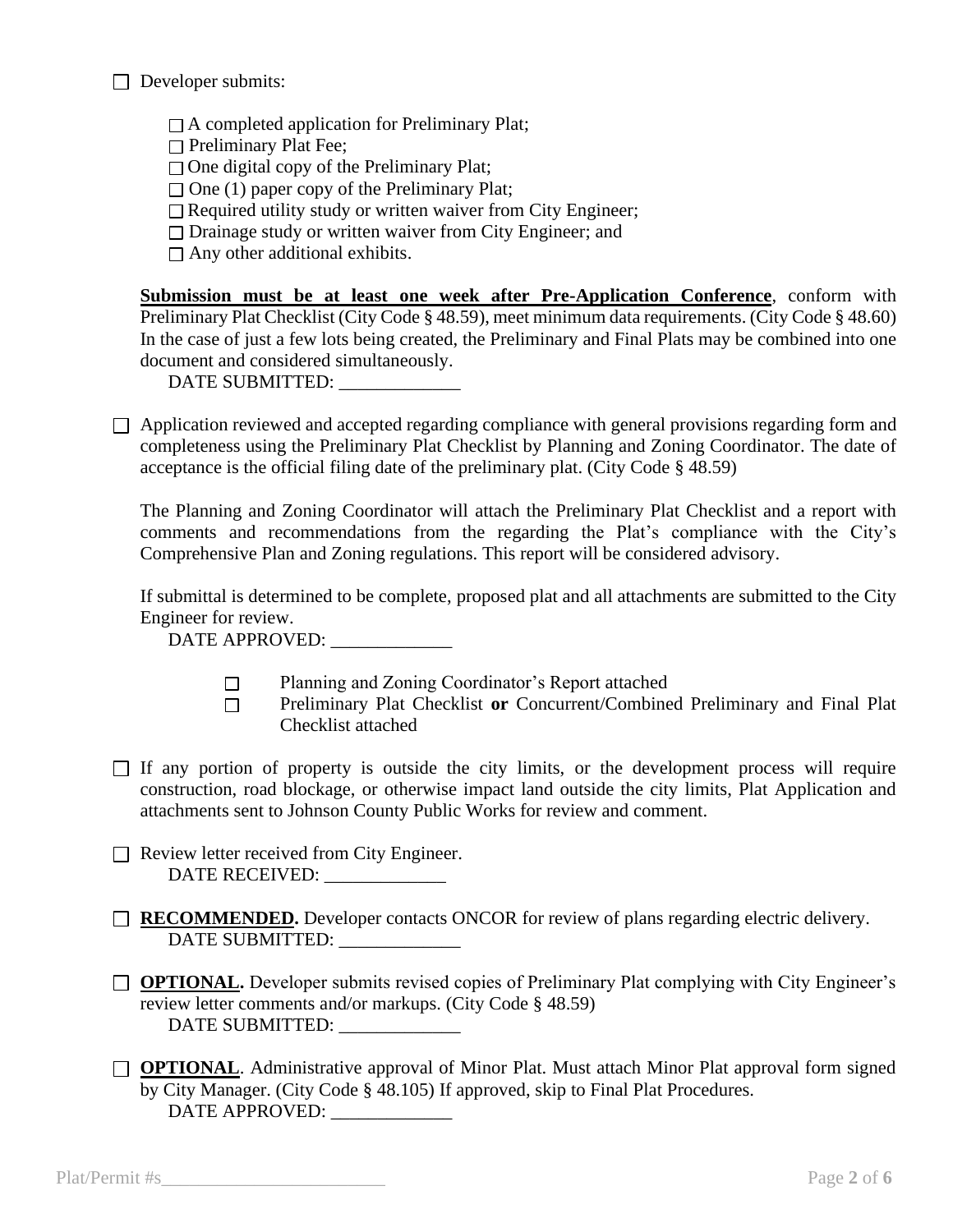☐ Developer submits:

- ☐ A completed application for Preliminary Plat;
- ☐ Preliminary Plat Fee;
- ☐ One digital copy of the Preliminary Plat;
- ☐ One (1) paper copy of the Preliminary Plat;
- ☐ Required utility study or written waiver from City Engineer;
- ☐ Drainage study or written waiver from City Engineer; and
- ☐ Any other additional exhibits.

**Submission must be at least one week after Pre-Application Conference**, conform with Preliminary Plat Checklist (City Code § 48.59), meet minimum data requirements. (City Code § 48.60) In the case of just a few lots being created, the Preliminary and Final Plats may be combined into one document and considered simultaneously.

DATE SUBMITTED: _____________

☐ Application reviewed and accepted regarding compliance with general provisions regarding form and completeness using the Preliminary Plat Checklist by Planning and Zoning Coordinator. The date of acceptance is the official filing date of the preliminary plat. (City Code § 48.59)

The Planning and Zoning Coordinator will attach the Preliminary Plat Checklist and a report with comments and recommendations from the regarding the Plat's compliance with the City's Comprehensive Plan and Zoning regulations. This report will be considered advisory.

If submittal is determined to be complete, proposed plat and all attachments are submitted to the City Engineer for review.

DATE APPROVED: _____________

- ☐ Planning and Zoning Coordinator's Report attached
- ☐ Preliminary Plat Checklist **or** Concurrent/Combined Preliminary and Final Plat Checklist attached

☐ If any portion of property is outside the city limits, or the development process will require construction, road blockage, or otherwise impact land outside the city limits, Plat Application and attachments sent to Johnson County Public Works for review and comment.

☐ Review letter received from City Engineer.

DATE RECEIVED: _____________

☐ **RECOMMENDED.** Developer contacts ONCOR for review of plans regarding electric delivery.

DATE SUBMITTED: _____________

☐ **OPTIONAL.** Developer submits revised copies of Preliminary Plat complying with City Engineer's review letter comments and/or markups. (City Code § 48.59)

DATE SUBMITTED: _____________

☐ **OPTIONAL**. Administrative approval of Minor Plat. Must attach Minor Plat approval form signed by City Manager. (City Code § 48.105) If approved, skip to Final Plat Procedures.

DATE APPROVED: _____________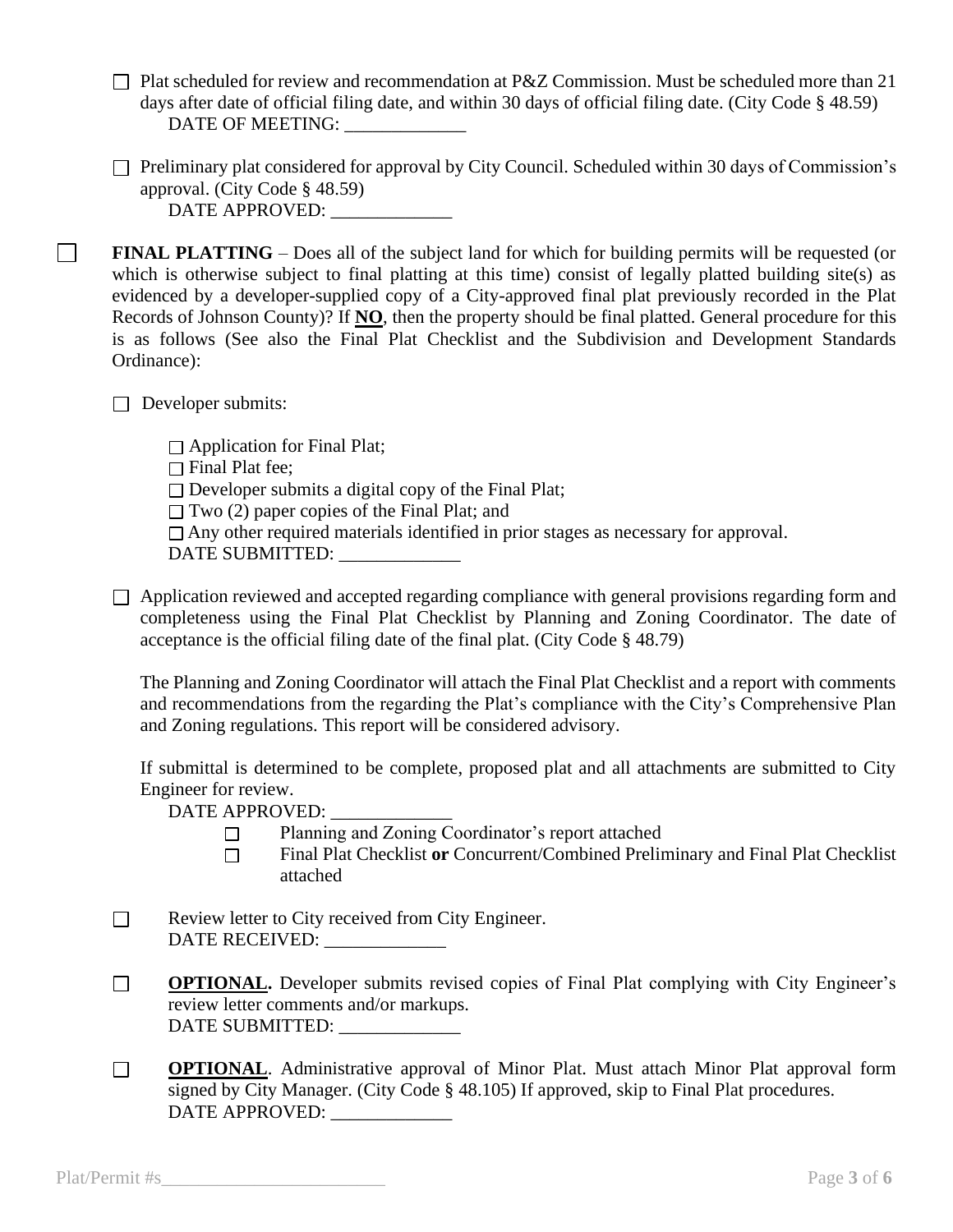- ☐ Plat scheduled for review and recommendation at P&Z Commission. Must be scheduled more than 21 days after date of official filing date, and within 30 days of official filing date. (City Code § 48.59)
  DATE OF MEETING: _____________

- ☐ Preliminary plat considered for approval by City Council. Scheduled within 30 days of Commission's approval. (City Code § 48.59)
  DATE APPROVED: _____________

☐ **FINAL PLATTING** – Does all of the subject land for which for building permits will be requested (or which is otherwise subject to final platting at this time) consist of legally platted building site(s) as evidenced by a developer-supplied copy of a City-approved final plat previously recorded in the Plat Records of Johnson County)? If **NO**, then the property should be final platted. General procedure for this is as follows (See also the Final Plat Checklist and the Subdivision and Development Standards Ordinance):

- ☐ Developer submits:

  - ☐ Application for Final Plat;
  - ☐ Final Plat fee;
  - ☐ Developer submits a digital copy of the Final Plat;
  - ☐ Two (2) paper copies of the Final Plat; and
  - ☐ Any other required materials identified in prior stages as necessary for approval.

  DATE SUBMITTED: _____________

- ☐ Application reviewed and accepted regarding compliance with general provisions regarding form and completeness using the Final Plat Checklist by Planning and Zoning Coordinator. The date of acceptance is the official filing date of the final plat. (City Code § 48.79)

  The Planning and Zoning Coordinator will attach the Final Plat Checklist and a report with comments and recommendations from the regarding the Plat's compliance with the City's Comprehensive Plan and Zoning regulations. This report will be considered advisory.

  If submittal is determined to be complete, proposed plat and all attachments are submitted to City Engineer for review.

  DATE APPROVED: _____________

  - ☐ Planning and Zoning Coordinator's report attached
  - ☐ Final Plat Checklist **or** Concurrent/Combined Preliminary and Final Plat Checklist attached

- ☐ Review letter to City received from City Engineer.
  DATE RECEIVED: _____________

- ☐ **OPTIONAL.** Developer submits revised copies of Final Plat complying with City Engineer's review letter comments and/or markups.
  DATE SUBMITTED: _____________

- ☐ **OPTIONAL**. Administrative approval of Minor Plat. Must attach Minor Plat approval form signed by City Manager. (City Code § 48.105) If approved, skip to Final Plat procedures.
  DATE APPROVED: _____________

Plat/Permit #s________________________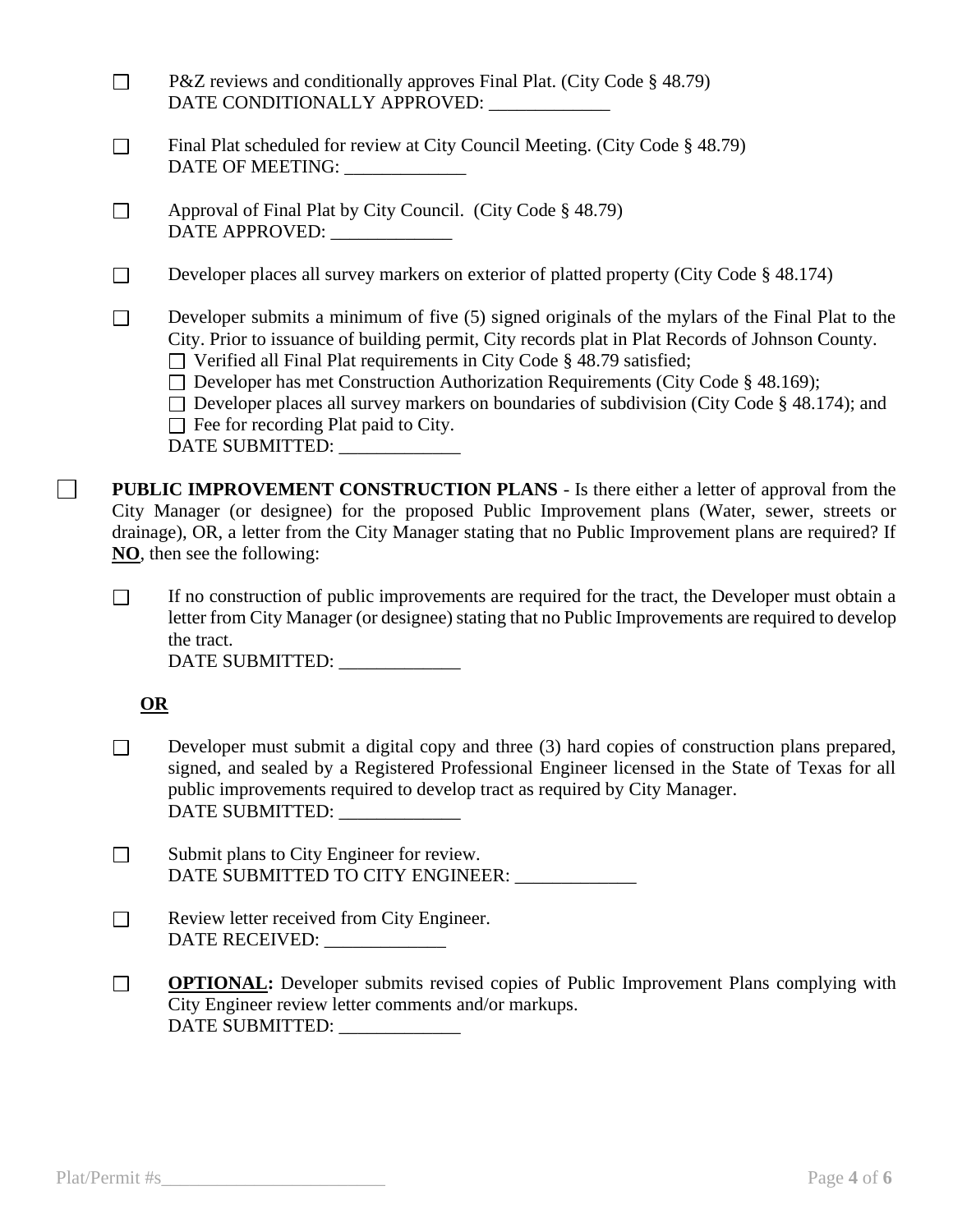- ☐ P&Z reviews and conditionally approves Final Plat. (City Code § 48.79)
  DATE CONDITIONALLY APPROVED: _____________

- ☐ Final Plat scheduled for review at City Council Meeting. (City Code § 48.79)
  DATE OF MEETING: _____________

- ☐ Approval of Final Plat by City Council. (City Code § 48.79)
  DATE APPROVED: _____________

- ☐ Developer places all survey markers on exterior of platted property (City Code § 48.174)

- ☐ Developer submits a minimum of five (5) signed originals of the mylars of the Final Plat to the City. Prior to issuance of building permit, City records plat in Plat Records of Johnson County.
  - ☐ Verified all Final Plat requirements in City Code § 48.79 satisfied;
  - ☐ Developer has met Construction Authorization Requirements (City Code § 48.169);
  - ☐ Developer places all survey markers on boundaries of subdivision (City Code § 48.174); and
  - ☐ Fee for recording Plat paid to City.

  DATE SUBMITTED: _____________

☐ **PUBLIC IMPROVEMENT CONSTRUCTION PLANS** - Is there either a letter of approval from the City Manager (or designee) for the proposed Public Improvement plans (Water, sewer, streets or drainage), OR, a letter from the City Manager stating that no Public Improvement plans are required? If **NO**, then see the following:

- ☐ If no construction of public improvements are required for the tract, the Developer must obtain a letter from City Manager (or designee) stating that no Public Improvements are required to develop the tract.
  DATE SUBMITTED: _____________

**OR**

- ☐ Developer must submit a digital copy and three (3) hard copies of construction plans prepared, signed, and sealed by a Registered Professional Engineer licensed in the State of Texas for all public improvements required to develop tract as required by City Manager.
  DATE SUBMITTED: _____________

- ☐ Submit plans to City Engineer for review.
  DATE SUBMITTED TO CITY ENGINEER: _____________

- ☐ Review letter received from City Engineer.
  DATE RECEIVED: _____________

- ☐ **OPTIONAL:** Developer submits revised copies of Public Improvement Plans complying with City Engineer review letter comments and/or markups.
  DATE SUBMITTED: _____________

Plat/Permit #s________________________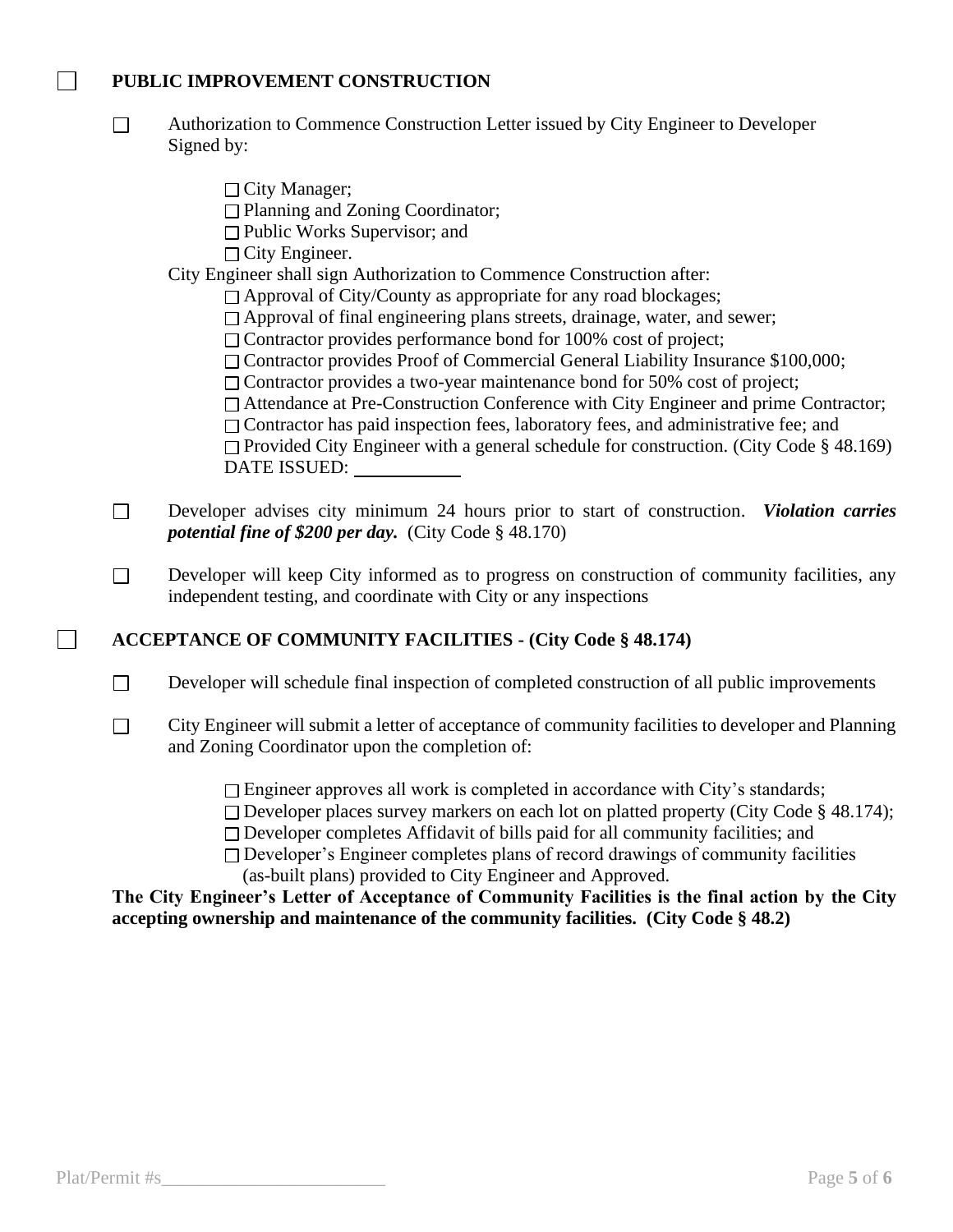- [ ] **PUBLIC IMPROVEMENT CONSTRUCTION**

  - [ ] Authorization to Commence Construction Letter issued by City Engineer to Developer Signed by:

    - [ ] City Manager;
    - [ ] Planning and Zoning Coordinator;
    - [ ] Public Works Supervisor; and
    - [ ] City Engineer.

    City Engineer shall sign Authorization to Commence Construction after:

    - [ ] Approval of City/County as appropriate for any road blockages;
    - [ ] Approval of final engineering plans streets, drainage, water, and sewer;
    - [ ] Contractor provides performance bond for 100% cost of project;
    - [ ] Contractor provides Proof of Commercial General Liability Insurance $100,000;
    - [ ] Contractor provides a two-year maintenance bond for 50% cost of project;
    - [ ] Attendance at Pre-Construction Conference with City Engineer and prime Contractor;
    - [ ] Contractor has paid inspection fees, laboratory fees, and administrative fee; and
    - [ ] Provided City Engineer with a general schedule for construction. (City Code § 48.169)

    DATE ISSUED: ____________

  - [ ] Developer advises city minimum 24 hours prior to start of construction. ***Violation carries potential fine of $200 per day.*** (City Code § 48.170)

  - [ ] Developer will keep City informed as to progress on construction of community facilities, any independent testing, and coordinate with City or any inspections

- [ ] **ACCEPTANCE OF COMMUNITY FACILITIES - (City Code § 48.174)**

  - [ ] Developer will schedule final inspection of completed construction of all public improvements

  - [ ] City Engineer will submit a letter of acceptance of community facilities to developer and Planning and Zoning Coordinator upon the completion of:

    - [ ] Engineer approves all work is completed in accordance with City's standards;
    - [ ] Developer places survey markers on each lot on platted property (City Code § 48.174);
    - [ ] Developer completes Affidavit of bills paid for all community facilities; and
    - [ ] Developer's Engineer completes plans of record drawings of community facilities (as-built plans) provided to City Engineer and Approved.

**The City Engineer's Letter of Acceptance of Community Facilities is the final action by the City accepting ownership and maintenance of the community facilities. (City Code § 48.2)**

Plat/Permit #s________________________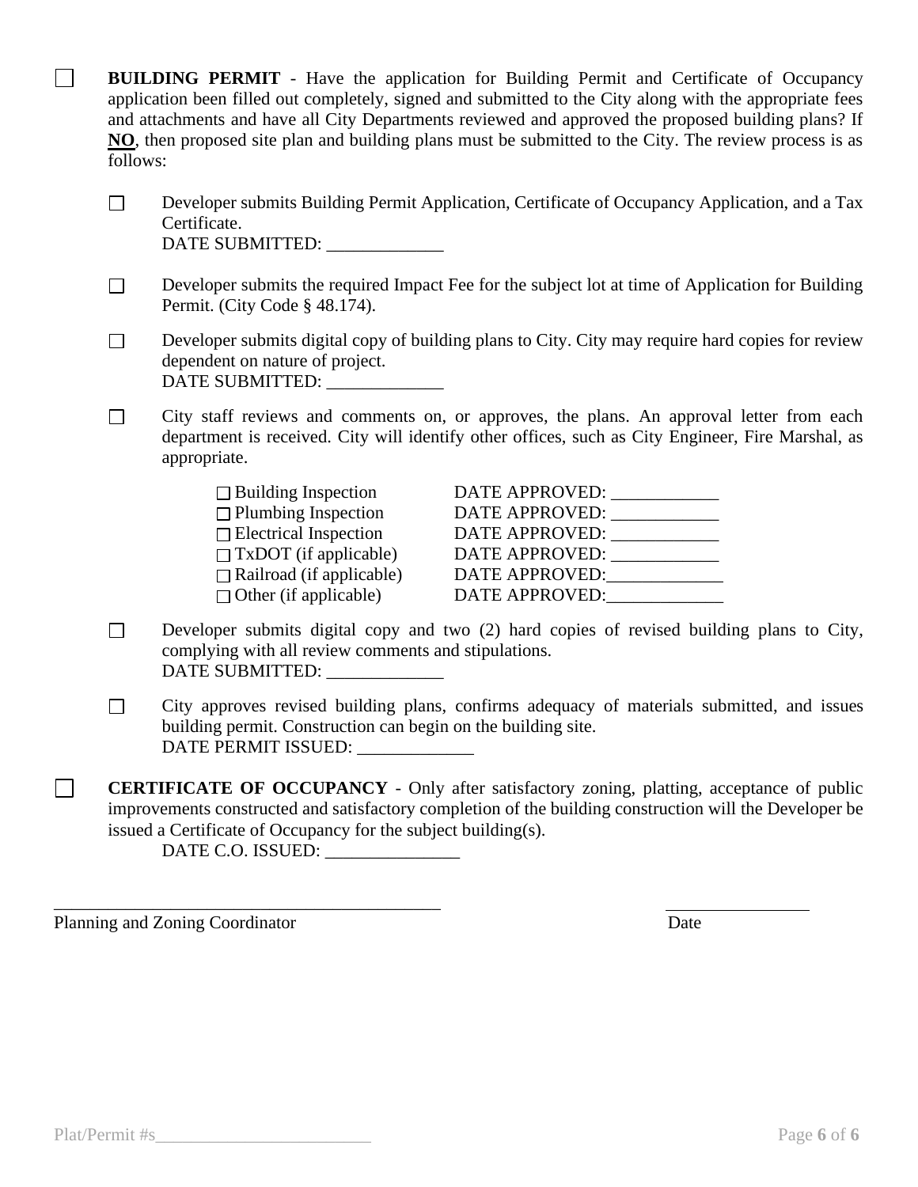☐ **BUILDING PERMIT** - Have the application for Building Permit and Certificate of Occupancy application been filled out completely, signed and submitted to the City along with the appropriate fees and attachments and have all City Departments reviewed and approved the proposed building plans? If **NO**, then proposed site plan and building plans must be submitted to the City. The review process is as follows:

- ☐ Developer submits Building Permit Application, Certificate of Occupancy Application, and a Tax Certificate.
  DATE SUBMITTED: _____________

- ☐ Developer submits the required Impact Fee for the subject lot at time of Application for Building Permit. (City Code § 48.174).

- ☐ Developer submits digital copy of building plans to City. City may require hard copies for review dependent on nature of project.
  DATE SUBMITTED: _____________

- ☐ City staff reviews and comments on, or approves, the plans. An approval letter from each department is received. City will identify other offices, such as City Engineer, Fire Marshal, as appropriate.

  | | |
  |---|---|
  | ☐ Building Inspection | DATE APPROVED: ____________ |
  | ☐ Plumbing Inspection | DATE APPROVED: ____________ |
  | ☐ Electrical Inspection | DATE APPROVED: ____________ |
  | ☐ TxDOT (if applicable) | DATE APPROVED: ____________ |
  | ☐ Railroad (if applicable) | DATE APPROVED:_____________ |
  | ☐ Other (if applicable) | DATE APPROVED:_____________ |

- ☐ Developer submits digital copy and two (2) hard copies of revised building plans to City, complying with all review comments and stipulations.
  DATE SUBMITTED: _____________

- ☐ City approves revised building plans, confirms adequacy of materials submitted, and issues building permit. Construction can begin on the building site.
  DATE PERMIT ISSUED: _____________

☐ **CERTIFICATE OF OCCUPANCY** - Only after satisfactory zoning, platting, acceptance of public improvements constructed and satisfactory completion of the building construction will the Developer be issued a Certificate of Occupancy for the subject building(s).
DATE C.O. ISSUED: _______________

_____________________________________________ ________________

Planning and Zoning Coordinator Date

Plat/Permit #s________________________